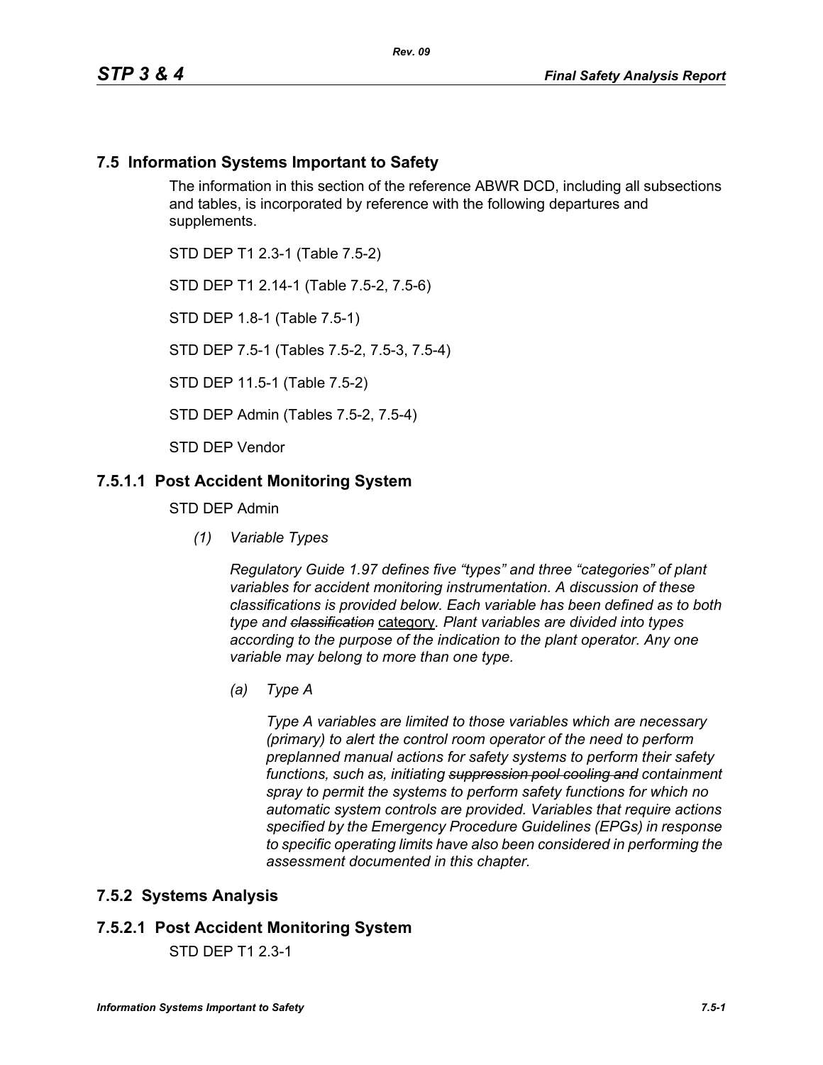## 7.5 Information Systems Important to Safety

The information in this section of the reference ABWR DCD, including all subsections and tables, is incorporated by reference with the following departures and supplements.

STD DEP T1 2.3-1 (Table 7.5-2)

STD DEP T1 2.14-1 (Table 7.5-2, 7.5-6)

STD DEP 1.8-1 (Table 7.5-1)

STD DEP 7.5-1 (Tables 7.5-2, 7.5-3, 7.5-4)

STD DEP 11.5-1 (Table 7.5-2)

STD DEP Admin (Tables 7.5-2, 7.5-4)

STD DEP Vendor

### 7.5.1.1 Post Accident Monitoring System

STD DEP Admin

*(1) Variable Types*

*Regulatory Guide 1.97 defines five "types" and three "categories" of plant variables for accident monitoring instrumentation. A discussion of these classifications is provided below. Each variable has been defined as to both type and ~~classification~~* category*. Plant variables are divided into types according to the purpose of the indication to the plant operator. Any one variable may belong to more than one type.*

*(a) Type A*

*Type A variables are limited to those variables which are necessary (primary) to alert the control room operator of the need to perform preplanned manual actions for safety systems to perform their safety functions, such as, initiating ~~suppression pool cooling and~~ containment spray to permit the systems to perform safety functions for which no automatic system controls are provided. Variables that require actions specified by the Emergency Procedure Guidelines (EPGs) in response to specific operating limits have also been considered in performing the assessment documented in this chapter.*

## 7.5.2 Systems Analysis

### 7.5.2.1 Post Accident Monitoring System

STD DEP T1 2.3-1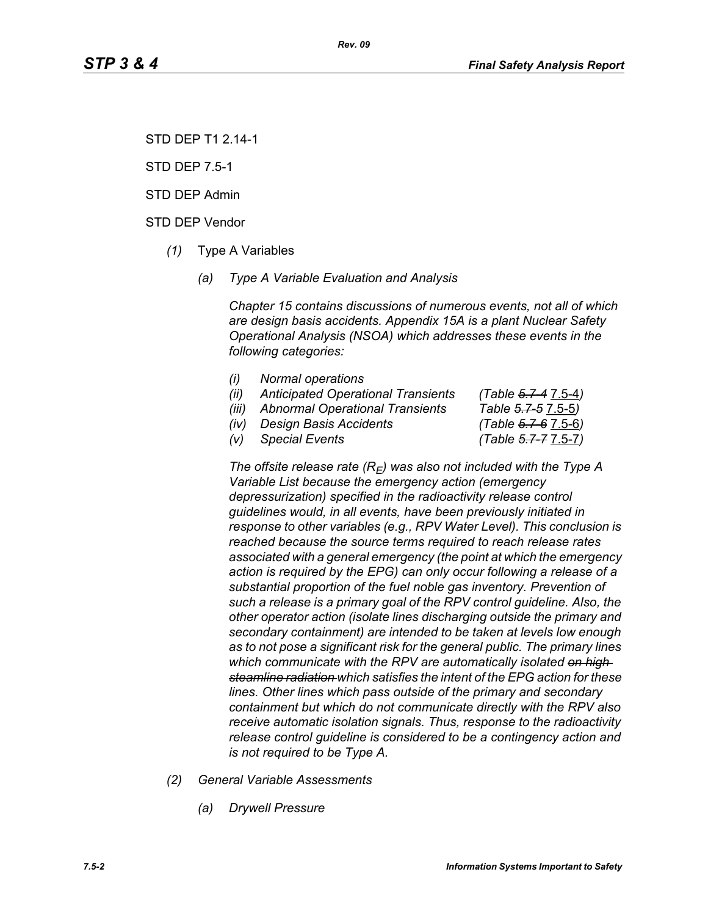STD DEP T1 2.14-1

STD DEP 7.5-1

STD DEP Admin

STD DEP Vendor

*(1)* Type A Variables

*(a) Type A Variable Evaluation and Analysis*

*Chapter 15 contains discussions of numerous events, not all of which are design basis accidents. Appendix 15A is a plant Nuclear Safety Operational Analysis (NSOA) which addresses these events in the following categories:*

| | | |
|---|---|---|
| *(i)* | *Normal operations* | |
| *(ii)* | *Anticipated Operational Transients* | *(Table ~~5.7-4~~ 7.5-4)* |
| *(iii)* | *Abnormal Operational Transients* | *Table ~~5.7-5~~ 7.5-5)* |
| *(iv)* | *Design Basis Accidents* | *(Table ~~5.7-6~~ 7.5-6)* |
| *(v)* | *Special Events* | *(Table ~~5.7-7~~ 7.5-7)* |

*The offsite release rate ($R_E$) was also not included with the Type A Variable List because the emergency action (emergency depressurization) specified in the radioactivity release control guidelines would, in all events, have been previously initiated in response to other variables (e.g., RPV Water Level). This conclusion is reached because the source terms required to reach release rates associated with a general emergency (the point at which the emergency action is required by the EPG) can only occur following a release of a substantial proportion of the fuel noble gas inventory. Prevention of such a release is a primary goal of the RPV control guideline. Also, the other operator action (isolate lines discharging outside the primary and secondary containment) are intended to be taken at levels low enough as to not pose a significant risk for the general public. The primary lines which communicate with the RPV are automatically isolated ~~on high steamline radiation~~ which satisfies the intent of the EPG action for these lines. Other lines which pass outside of the primary and secondary containment but which do not communicate directly with the RPV also receive automatic isolation signals. Thus, response to the radioactivity release control guideline is considered to be a contingency action and is not required to be Type A.*

*(2) General Variable Assessments*

*(a) Drywell Pressure*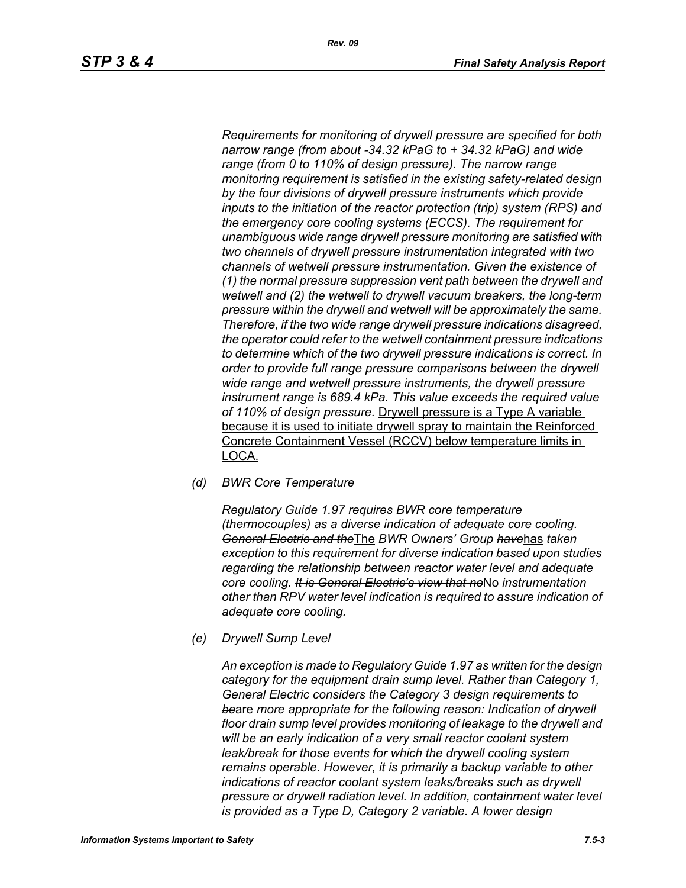*Requirements for monitoring of drywell pressure are specified for both narrow range (from about -34.32 kPaG to + 34.32 kPaG) and wide range (from 0 to 110% of design pressure). The narrow range monitoring requirement is satisfied in the existing safety-related design by the four divisions of drywell pressure instruments which provide inputs to the initiation of the reactor protection (trip) system (RPS) and the emergency core cooling systems (ECCS). The requirement for unambiguous wide range drywell pressure monitoring are satisfied with two channels of drywell pressure instrumentation integrated with two channels of wetwell pressure instrumentation. Given the existence of (1) the normal pressure suppression vent path between the drywell and wetwell and (2) the wetwell to drywell vacuum breakers, the long-term pressure within the drywell and wetwell will be approximately the same. Therefore, if the two wide range drywell pressure indications disagreed, the operator could refer to the wetwell containment pressure indications to determine which of the two drywell pressure indications is correct. In order to provide full range pressure comparisons between the drywell wide range and wetwell pressure instruments, the drywell pressure instrument range is 689.4 kPa. This value exceeds the required value of 110% of design pressure.* Drywell pressure is a Type A variable because it is used to initiate drywell spray to maintain the Reinforced Concrete Containment Vessel (RCCV) below temperature limits in LOCA.

*(d) BWR Core Temperature*

*Regulatory Guide 1.97 requires BWR core temperature (thermocouples) as a diverse indication of adequate core cooling.* ~~*General Electric and the*~~The *BWR Owners' Group* ~~*have*~~has *taken exception to this requirement for diverse indication based upon studies regarding the relationship between reactor water level and adequate core cooling.* ~~*It is General Electric's view that no*~~No *instrumentation other than RPV water level indication is required to assure indication of adequate core cooling.*

*(e) Drywell Sump Level*

*An exception is made to Regulatory Guide 1.97 as written for the design category for the equipment drain sump level. Rather than Category 1,* ~~*General Electric considers*~~ *the Category 3 design requirements* ~~*to be*~~are *more appropriate for the following reason: Indication of drywell floor drain sump level provides monitoring of leakage to the drywell and will be an early indication of a very small reactor coolant system leak/break for those events for which the drywell cooling system remains operable. However, it is primarily a backup variable to other indications of reactor coolant system leaks/breaks such as drywell pressure or drywell radiation level. In addition, containment water level is provided as a Type D, Category 2 variable. A lower design*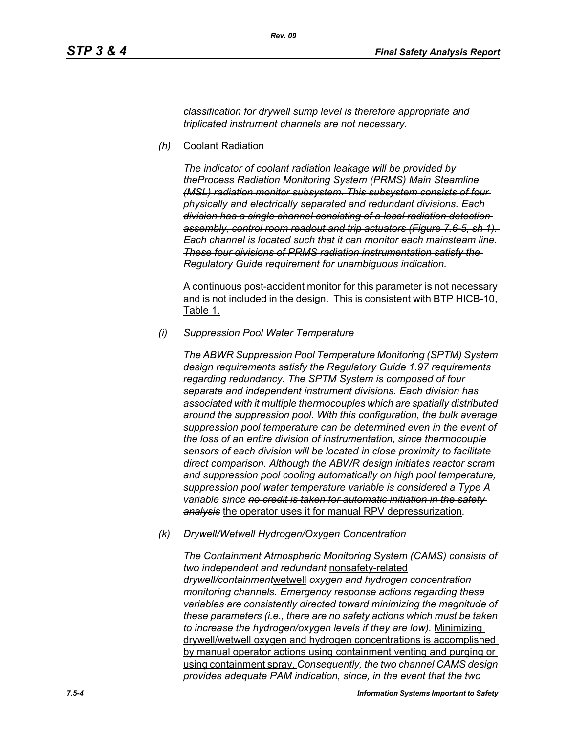*classification for drywell sump level is therefore appropriate and triplicated instrument channels are not necessary.*

*(h)* Coolant Radiation

~~*The indicator of coolant radiation leakage will be provided by theProcess Radiation Monitoring System (PRMS) Main Steamline (MSL) radiation monitor subsystem. This subsystem consists of four physically and electrically separated and redundant divisions. Each division has a single channel consisting of a local radiation detection assembly, control room readout and trip actuators (Figure 7.6-5, sh 1). Each channel is located such that it can monitor each mainsteam line. These four divisions of PRMS radiation instrumentation satisfy the Regulatory Guide requirement for unambiguous indication.*~~

<u>A continuous post-accident monitor for this parameter is not necessary and is not included in the design. This is consistent with BTP HICB-10, Table 1.</u>

*(i) Suppression Pool Water Temperature*

*The ABWR Suppression Pool Temperature Monitoring (SPTM) System design requirements satisfy the Regulatory Guide 1.97 requirements regarding redundancy. The SPTM System is composed of four separate and independent instrument divisions. Each division has associated with it multiple thermocouples which are spatially distributed around the suppression pool. With this configuration, the bulk average suppression pool temperature can be determined even in the event of the loss of an entire division of instrumentation, since thermocouple sensors of each division will be located in close proximity to facilitate direct comparison. Although the ABWR design initiates reactor scram and suppression pool cooling automatically on high pool temperature, suppression pool water temperature variable is considered a Type A variable since* ~~*no credit is taken for automatic initiation in the safety analysis*~~ <u>the operator uses it for manual RPV depressurization</u>*.*

*(k) Drywell/Wetwell Hydrogen/Oxygen Concentration*

*The Containment Atmospheric Monitoring System (CAMS) consists of two independent and redundant* <u>nonsafety-related</u> *drywell/*~~*containment*~~<u>wetwell</u> *oxygen and hydrogen concentration monitoring channels. Emergency response actions regarding these variables are consistently directed toward minimizing the magnitude of these parameters (i.e., there are no safety actions which must be taken to increase the hydrogen/oxygen levels if they are low).* <u>Minimizing drywell/wetwell oxygen and hydrogen concentrations is accomplished by manual operator actions using containment venting and purging or using containment spray.</u> *Consequently, the two channel CAMS design provides adequate PAM indication, since, in the event that the two*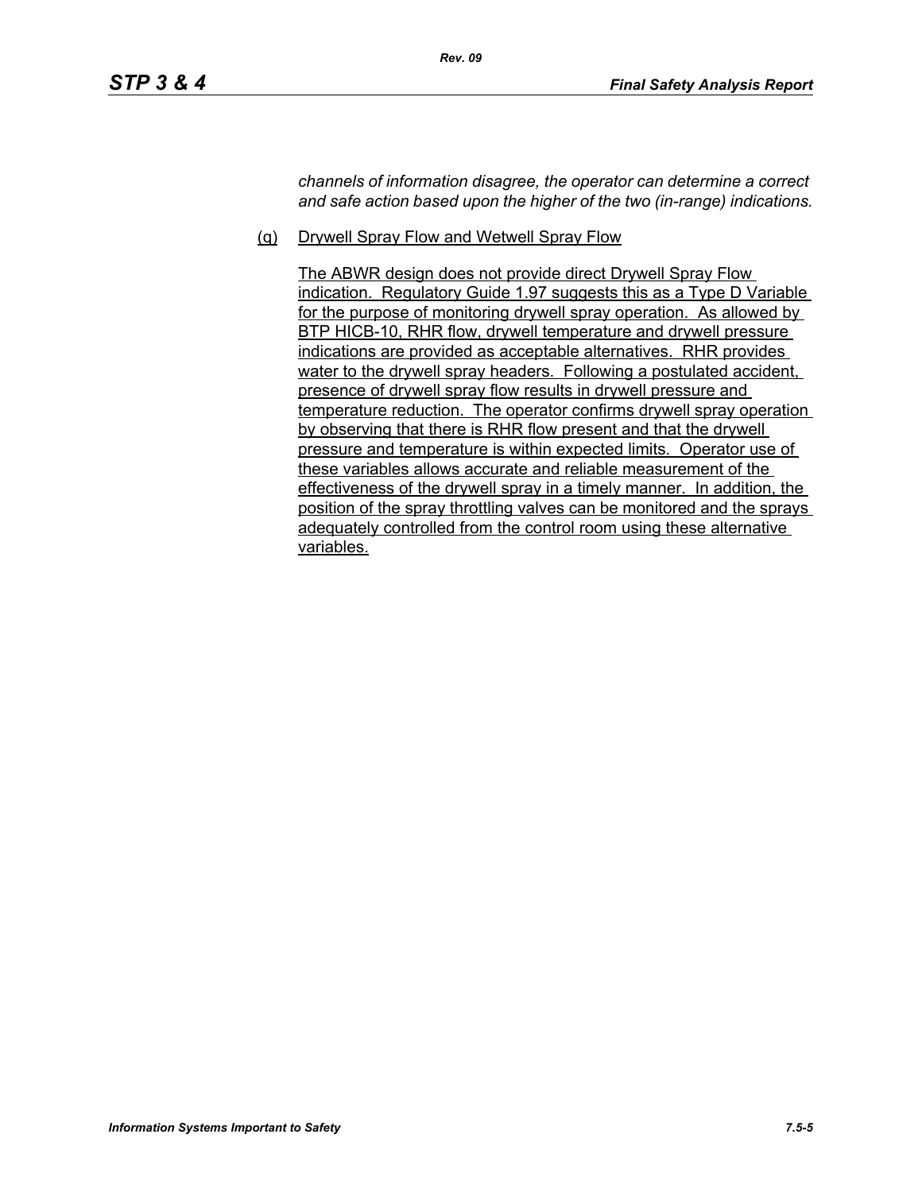*channels of information disagree, the operator can determine a correct and safe action based upon the higher of the two (in-range) indications.*

(q) Drywell Spray Flow and Wetwell Spray Flow

The ABWR design does not provide direct Drywell Spray Flow indication. Regulatory Guide 1.97 suggests this as a Type D Variable for the purpose of monitoring drywell spray operation. As allowed by BTP HICB-10, RHR flow, drywell temperature and drywell pressure indications are provided as acceptable alternatives. RHR provides water to the drywell spray headers. Following a postulated accident, presence of drywell spray flow results in drywell pressure and temperature reduction. The operator confirms drywell spray operation by observing that there is RHR flow present and that the drywell pressure and temperature is within expected limits. Operator use of these variables allows accurate and reliable measurement of the effectiveness of the drywell spray in a timely manner. In addition, the position of the spray throttling valves can be monitored and the sprays adequately controlled from the control room using these alternative variables.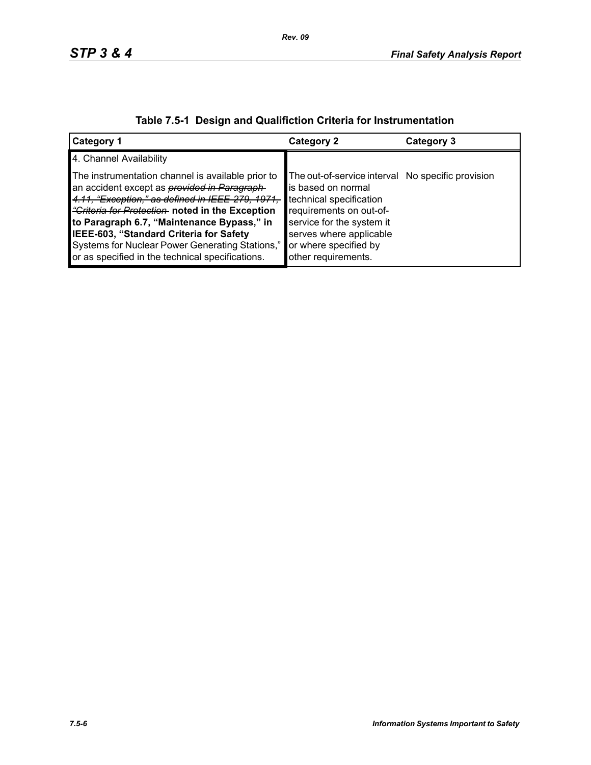**Table 7.5-1 Design and Qualifiction Criteria for Instrumentation**

| Category 1 | Category 2 | Category 3 |
|---|---|---|
| 4. Channel Availability | | |
| The instrumentation channel is available prior to an accident except as ~~*provided in Paragraph 4.11, "Exception," as defined in IEEE 279, 1971, "Criteria for Protection*~~ **noted in the Exception to Paragraph 6.7, "Maintenance Bypass," in IEEE-603, "Standard Criteria for Safety** Systems for Nuclear Power Generating Stations," or as specified in the technical specifications. | The out-of-service interval is based on normal technical specification requirements on out-of-service for the system it serves where applicable or where specified by other requirements. | No specific provision |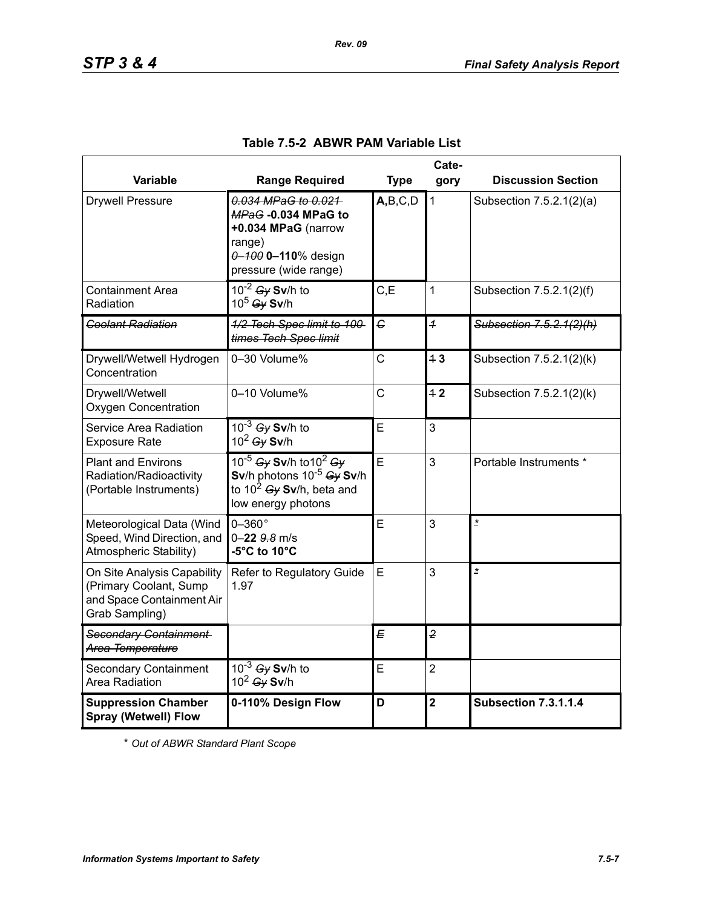**Table 7.5-2 ABWR PAM Variable List**

| Variable | Range Required | Type | Category | Discussion Section |
|---|---|---|---|---|
| Drywell Pressure | ~~0.034 MPaG to 0.021 MPaG~~ **-0.034 MPaG to +0.034 MPaG** (narrow range)<br>~~0–100~~ **0–110**% design pressure (wide range) | **A,**B,C,D | 1 | Subsection 7.5.2.1(2)(a) |
| Containment Area Radiation | $10^{-2}$ ~~Gy~~ **Sv**/h to $10^{5}$ ~~Gy~~ **Sv**/h | C,E | 1 | Subsection 7.5.2.1(2)(f) |
| ~~Coolant Radiation~~ | ~~1/2 Tech Spec limit to 100 times Tech Spec limit~~ | ~~C~~ | ~~1~~ | ~~Subsection 7.5.2.1(2)(h)~~ |
| Drywell/Wetwell Hydrogen Concentration | 0–30 Volume% | C | ~~1~~ **3** | Subsection 7.5.2.1(2)(k) |
| Drywell/Wetwell Oxygen Concentration | 0–10 Volume% | C | ~~1~~ **2** | Subsection 7.5.2.1(2)(k) |
| Service Area Radiation Exposure Rate | $10^{-3}$ ~~Gy~~ **Sv**/h to $10^{2}$ ~~Gy~~ **Sv**/h | E | 3 | |
| Plant and Environs Radiation/Radioactivity (Portable Instruments) | $10^{-5}$ ~~Gy~~ **Sv**/h to $10^{2}$ ~~Gy~~ **Sv**/h photons $10^{-5}$ ~~Gy~~ **Sv**/h to $10^{2}$ ~~Gy~~ **Sv**/h, beta and low energy photons | E | 3 | Portable Instruments * |
| Meteorological Data (Wind Speed, Wind Direction, and Atmospheric Stability) | 0–360°<br>0–**22** ~~9.8~~ m/s<br>**-5°C to 10°C** | E | 3 | * |
| On Site Analysis Capability (Primary Coolant, Sump and Space Containment Air Grab Sampling) | Refer to Regulatory Guide 1.97 | E | 3 | * |
| ~~Secondary Containment Area Temperature~~ | | ~~E~~ | ~~2~~ | |
| Secondary Containment Area Radiation | $10^{-3}$ ~~Gy~~ **Sv**/h to $10^{2}$ ~~Gy~~ **Sv**/h | E | 2 | |
| **Suppression Chamber Spray (Wetwell) Flow** | **0-110% Design Flow** | **D** | **2** | **Subsection 7.3.1.1.4** |

\* *Out of ABWR Standard Plant Scope*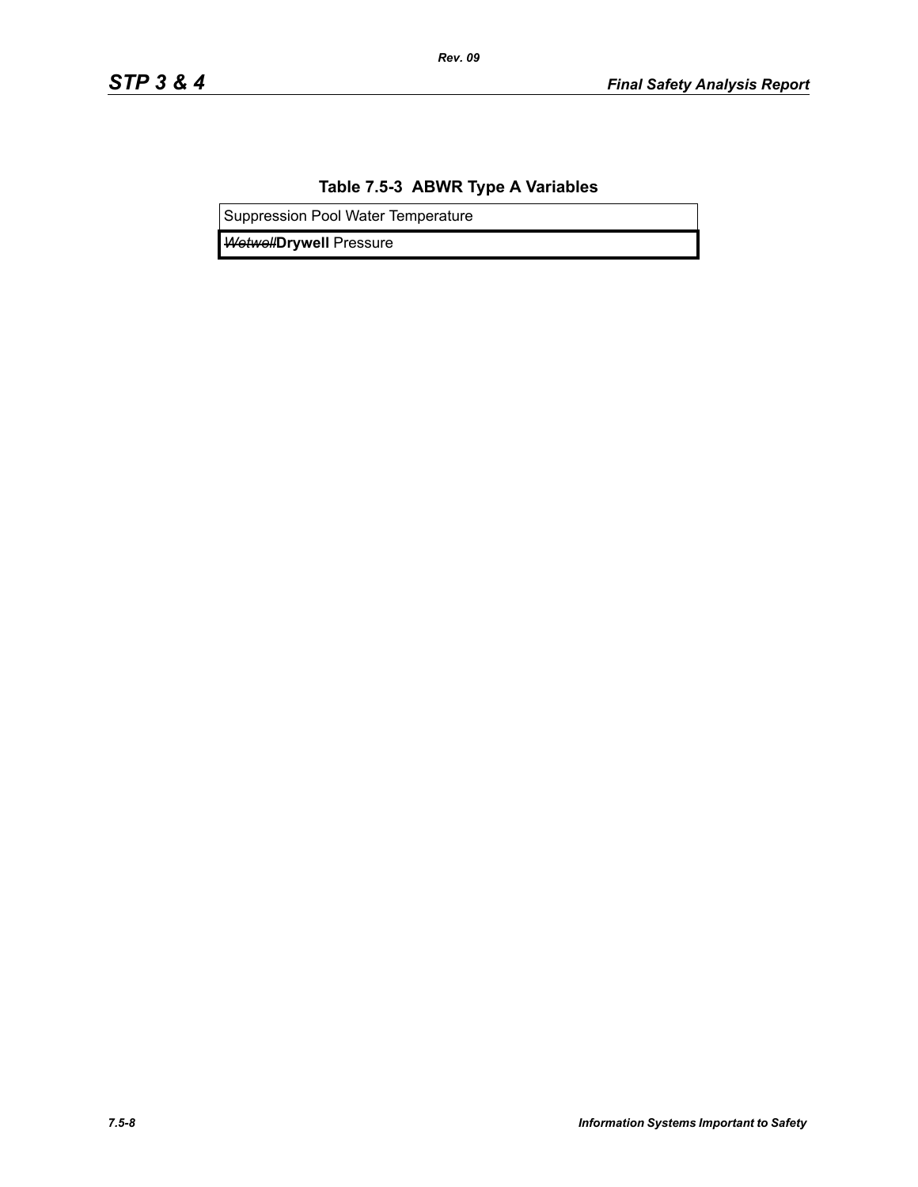**Table 7.5-3 ABWR Type A Variables**

| Suppression Pool Water Temperature |
|---|
| ~~*Wetwell*~~**Drywell** Pressure |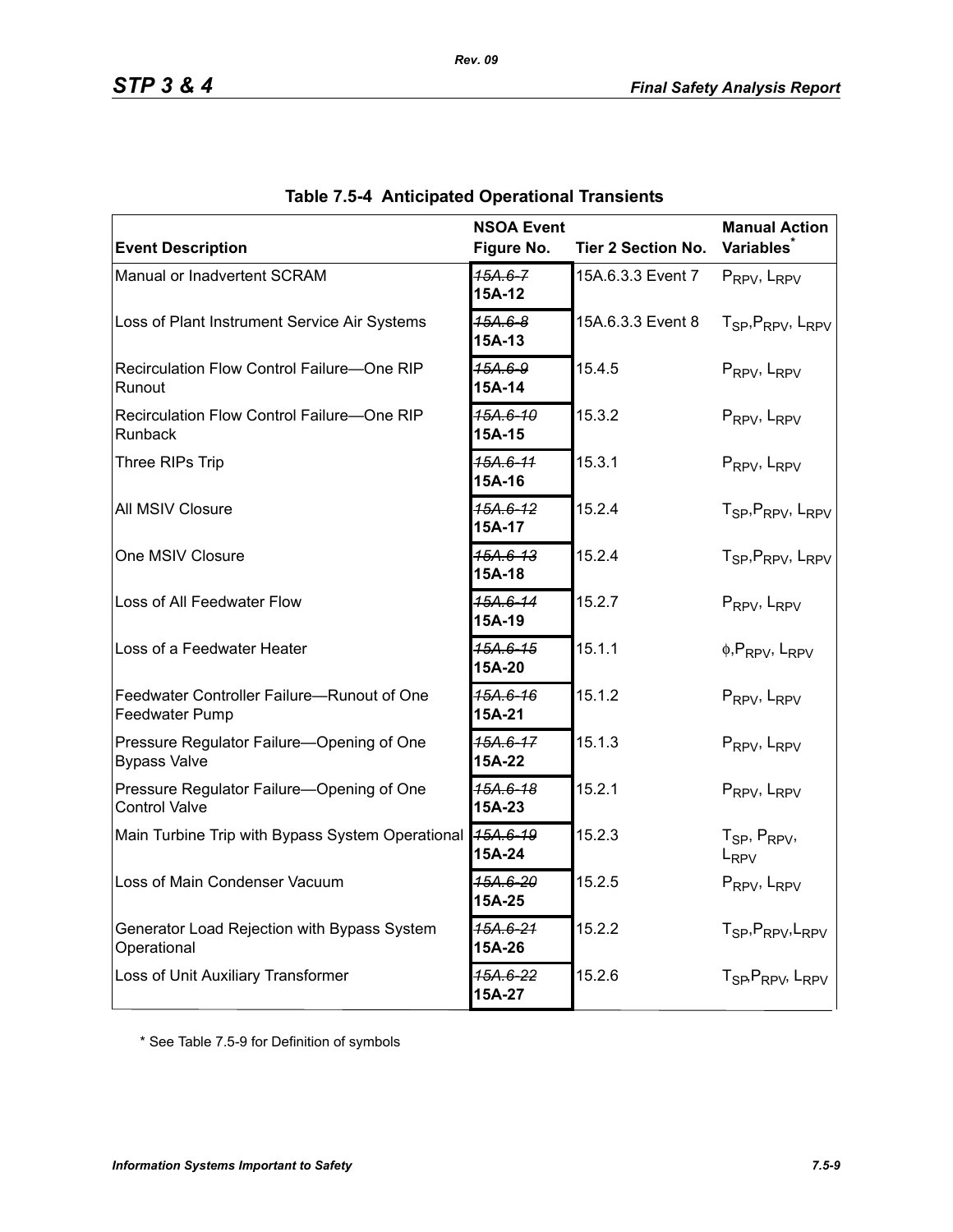## Table 7.5-4 Anticipated Operational Transients

| Event Description | NSOA Event Figure No. | Tier 2 Section No. | Manual Action Variables* |
|---|---|---|---|
| Manual or Inadvertent SCRAM | ~~15A.6-7~~ **15A-12** | 15A.6.3.3 Event 7 | $P_{RPV}$, $L_{RPV}$ |
| Loss of Plant Instrument Service Air Systems | ~~15A.6-8~~ **15A-13** | 15A.6.3.3 Event 8 | $T_{SP}$,$P_{RPV}$, $L_{RPV}$ |
| Recirculation Flow Control Failure—One RIP Runout | ~~15A.6-9~~ **15A-14** | 15.4.5 | $P_{RPV}$, $L_{RPV}$ |
| Recirculation Flow Control Failure—One RIP Runback | ~~15A.6-10~~ **15A-15** | 15.3.2 | $P_{RPV}$, $L_{RPV}$ |
| Three RIPs Trip | ~~15A.6-11~~ **15A-16** | 15.3.1 | $P_{RPV}$, $L_{RPV}$ |
| All MSIV Closure | ~~15A.6-12~~ **15A-17** | 15.2.4 | $T_{SP}$,$P_{RPV}$, $L_{RPV}$ |
| One MSIV Closure | ~~15A.6-13~~ **15A-18** | 15.2.4 | $T_{SP}$,$P_{RPV}$, $L_{RPV}$ |
| Loss of All Feedwater Flow | ~~15A.6-14~~ **15A-19** | 15.2.7 | $P_{RPV}$, $L_{RPV}$ |
| Loss of a Feedwater Heater | ~~15A.6-15~~ **15A-20** | 15.1.1 | $\phi$,$P_{RPV}$, $L_{RPV}$ |
| Feedwater Controller Failure—Runout of One Feedwater Pump | ~~15A.6-16~~ **15A-21** | 15.1.2 | $P_{RPV}$, $L_{RPV}$ |
| Pressure Regulator Failure—Opening of One Bypass Valve | ~~15A.6-17~~ **15A-22** | 15.1.3 | $P_{RPV}$, $L_{RPV}$ |
| Pressure Regulator Failure—Opening of One Control Valve | ~~15A.6-18~~ **15A-23** | 15.2.1 | $P_{RPV}$, $L_{RPV}$ |
| Main Turbine Trip with Bypass System Operational | ~~15A.6-19~~ **15A-24** | 15.2.3 | $T_{SP}$, $P_{RPV}$, $L_{RPV}$ |
| Loss of Main Condenser Vacuum | ~~15A.6-20~~ **15A-25** | 15.2.5 | $P_{RPV}$, $L_{RPV}$ |
| Generator Load Rejection with Bypass System Operational | ~~15A.6-21~~ **15A-26** | 15.2.2 | $T_{SP}$,$P_{RPV}$,$L_{RPV}$ |
| Loss of Unit Auxiliary Transformer | ~~15A.6-22~~ **15A-27** | 15.2.6 | $T_{SP}$,$P_{RPV}$, $L_{RPV}$ |

\* See Table 7.5-9 for Definition of symbols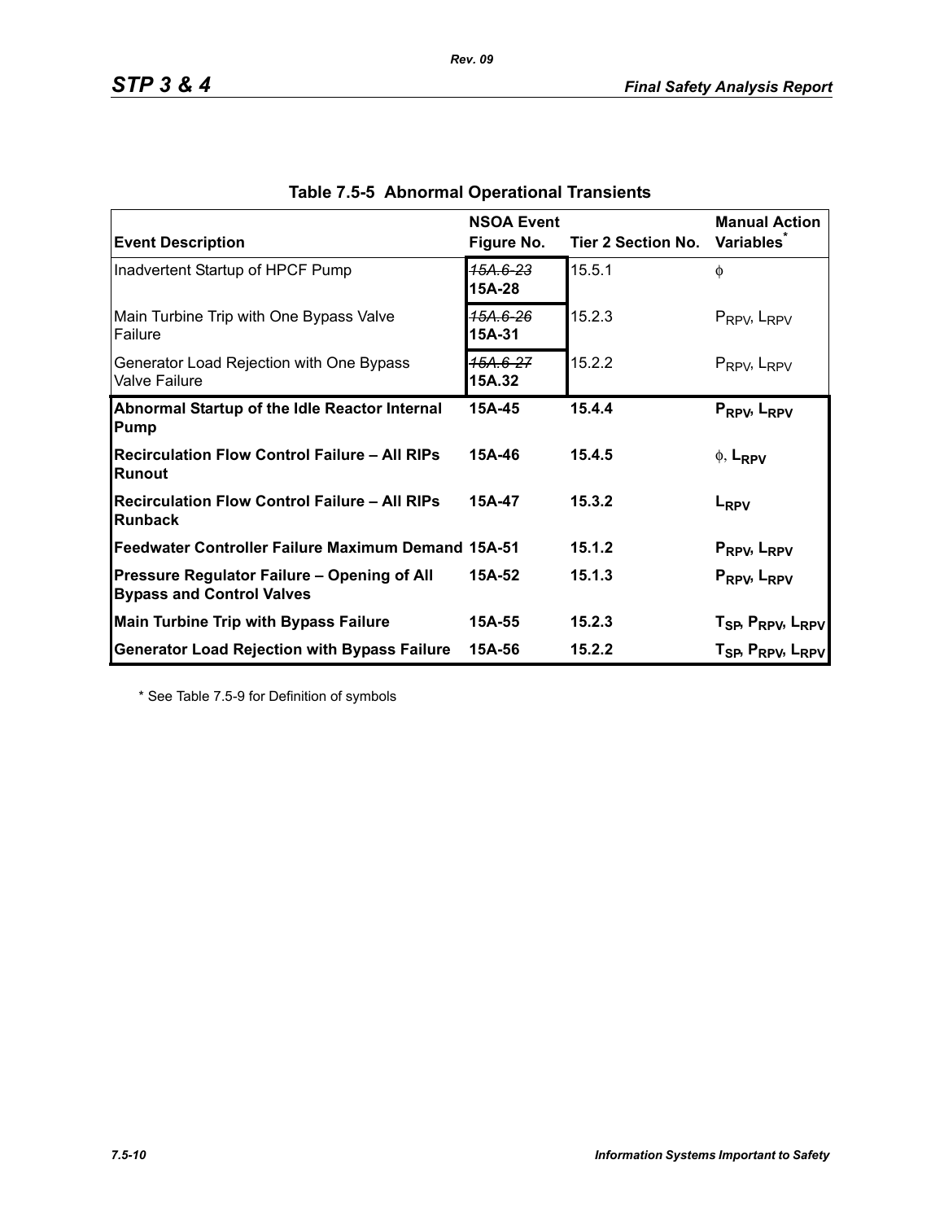**Table 7.5-5 Abnormal Operational Transients**

| Event Description | NSOA Event Figure No. | Tier 2 Section No. | Manual Action Variables* |
|---|---|---|---|
| Inadvertent Startup of HPCF Pump | ~~15A.6-23~~ **15A-28** | 15.5.1 | $\phi$ |
| Main Turbine Trip with One Bypass Valve Failure | ~~15A.6-26~~ **15A-31** | 15.2.3 | $P_{RPV}$, $L_{RPV}$ |
| Generator Load Rejection with One Bypass Valve Failure | ~~15A.6-27~~ **15A.32** | 15.2.2 | $P_{RPV}$, $L_{RPV}$ |
| **Abnormal Startup of the Idle Reactor Internal Pump** | **15A-45** | **15.4.4** | $P_{RPV}$, $L_{RPV}$ |
| **Recirculation Flow Control Failure – All RIPs Runout** | **15A-46** | **15.4.5** | $\phi$, $L_{RPV}$ |
| **Recirculation Flow Control Failure – All RIPs Runback** | **15A-47** | **15.3.2** | $L_{RPV}$ |
| **Feedwater Controller Failure Maximum Demand** | **15A-51** | **15.1.2** | $P_{RPV}$, $L_{RPV}$ |
| **Pressure Regulator Failure – Opening of All Bypass and Control Valves** | **15A-52** | **15.1.3** | $P_{RPV}$, $L_{RPV}$ |
| **Main Turbine Trip with Bypass Failure** | **15A-55** | **15.2.3** | $T_{SP}$, $P_{RPV}$, $L_{RPV}$ |
| **Generator Load Rejection with Bypass Failure** | **15A-56** | **15.2.2** | $T_{SP}$, $P_{RPV}$, $L_{RPV}$ |

\* See Table 7.5-9 for Definition of symbols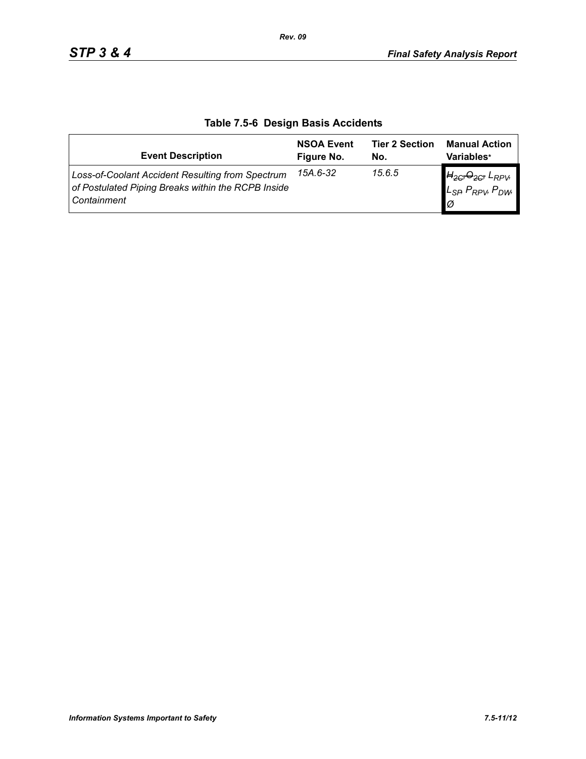**Table 7.5-6 Design Basis Accidents**

| Event Description | NSOA Event Figure No. | Tier 2 Section No. | Manual Action Variables* |
|---|---|---|---|
| *Loss-of-Coolant Accident Resulting from Spectrum of Postulated Piping Breaks within the RCPB Inside Containment* | *15A.6-32* | *15.6.5* | ~~$H_{2C}$, $O_{2C}$~~, $L_{RPV}$, $L_{SP}$, $P_{RPV}$, $P_{DW}$, Ø |